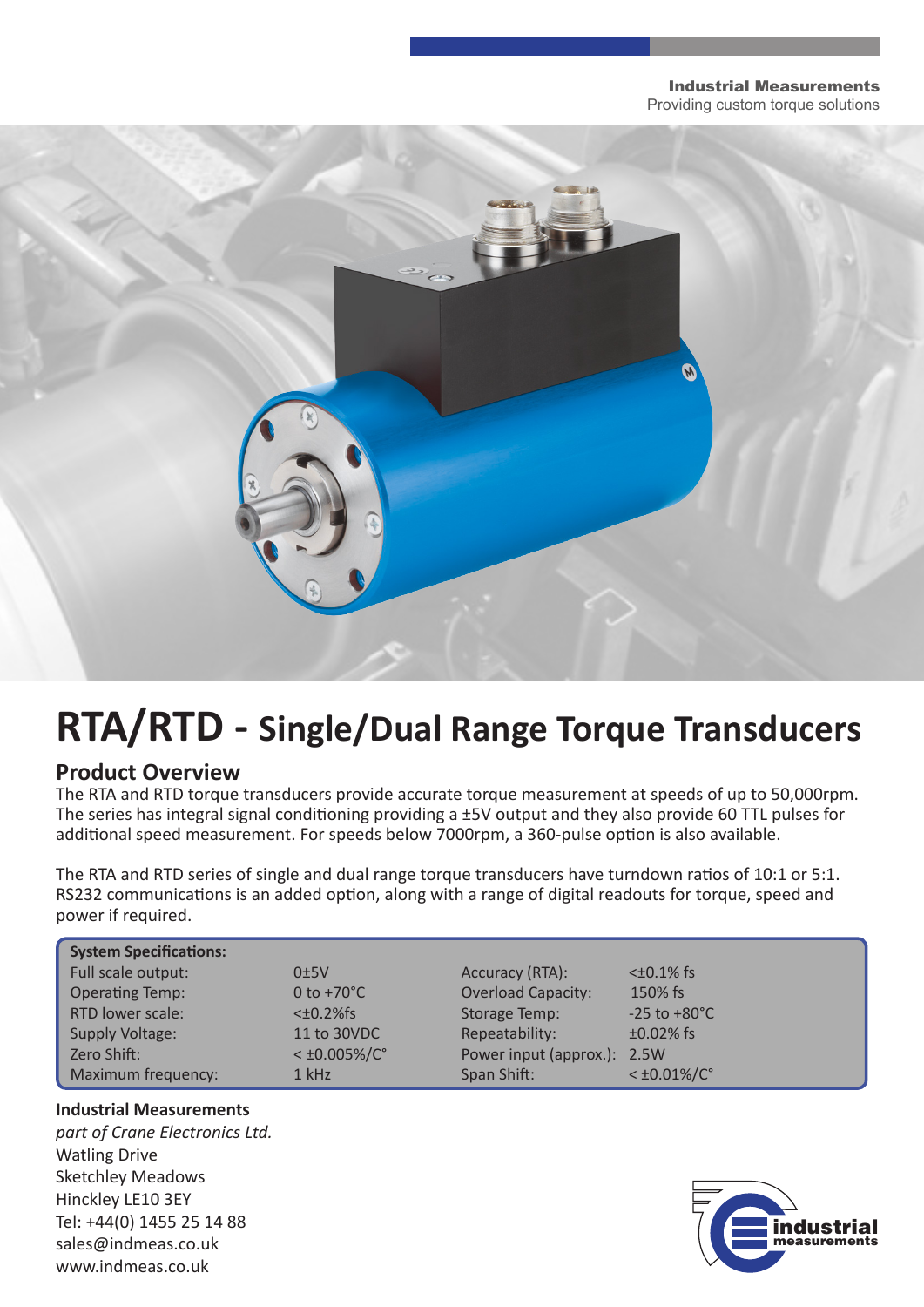**Industrial Measurements**
Providing custom torque solutions

# RTA/RTD - Single/Dual Range Torque Transducers

## Product Overview

The RTA and RTD torque transducers provide accurate torque measurement at speeds of up to 50,000rpm. The series has integral signal conditioning providing a ±5V output and they also provide 60 TTL pulses for additional speed measurement. For speeds below 7000rpm, a 360-pulse option is also available.

The RTA and RTD series of single and dual range torque transducers have turndown ratios of 10:1 or 5:1. RS232 communications is an added option, along with a range of digital readouts for torque, speed and power if required.

| System Specifications: | | | |
|---|---|---|---|
| Full scale output: | 0±5V | Accuracy (RTA): | <±0.1% fs |
| Operating Temp: | 0 to +70°C | Overload Capacity: | 150% fs |
| RTD lower scale: | <±0.2%fs | Storage Temp: | -25 to +80°C |
| Supply Voltage: | 11 to 30VDC | Repeatability: | ±0.02% fs |
| Zero Shift: | < ±0.005%/C° | Power input (approx.): | 2.5W |
| Maximum frequency: | 1 kHz | Span Shift: | < ±0.01%/C° |

**Industrial Measurements**
*part of Crane Electronics Ltd.*
Watling Drive
Sketchley Meadows
Hinckley LE10 3EY
Tel: +44(0) 1455 25 14 88
sales@indmeas.co.uk
www.indmeas.co.uk

industrial measurements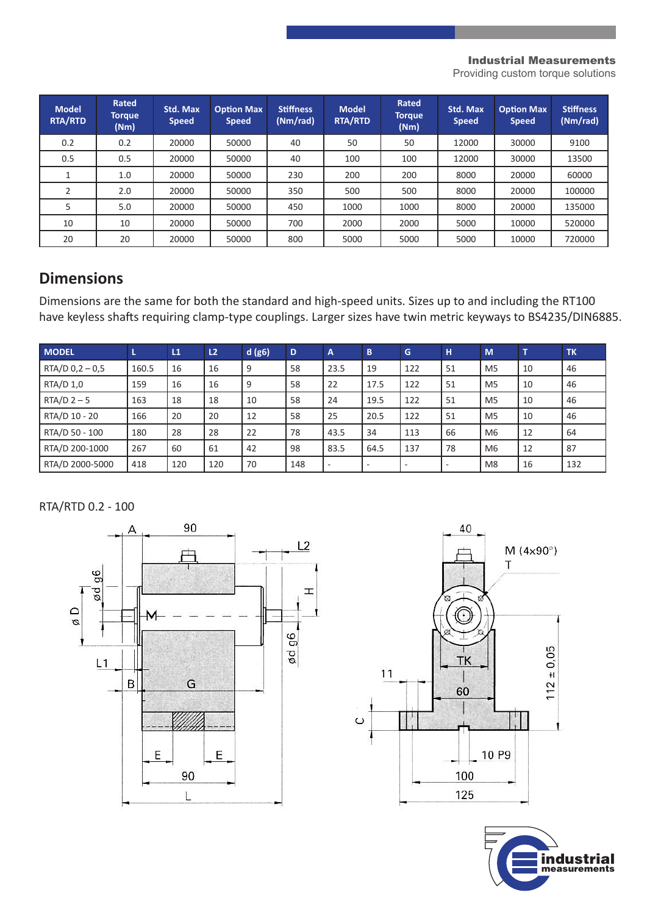| Model RTA/RTD | Rated Torque (Nm) | Std. Max Speed | Option Max Speed | Stiffness (Nm/rad) | Model RTA/RTD | Rated Torque (Nm) | Std. Max Speed | Option Max Speed | Stiffness (Nm/rad) |
|---|---|---|---|---|---|---|---|---|---|
| 0.2 | 0.2 | 20000 | 50000 | 40 | 50 | 50 | 12000 | 30000 | 9100 |
| 0.5 | 0.5 | 20000 | 50000 | 40 | 100 | 100 | 12000 | 30000 | 13500 |
| 1 | 1.0 | 20000 | 50000 | 230 | 200 | 200 | 8000 | 20000 | 60000 |
| 2 | 2.0 | 20000 | 50000 | 350 | 500 | 500 | 8000 | 20000 | 100000 |
| 5 | 5.0 | 20000 | 50000 | 450 | 1000 | 1000 | 8000 | 20000 | 135000 |
| 10 | 10 | 20000 | 50000 | 700 | 2000 | 2000 | 5000 | 10000 | 520000 |
| 20 | 20 | 20000 | 50000 | 800 | 5000 | 5000 | 5000 | 10000 | 720000 |

## Dimensions

Dimensions are the same for both the standard and high-speed units. Sizes up to and including the RT100 have keyless shafts requiring clamp-type couplings. Larger sizes have twin metric keyways to BS4235/DIN6885.

| MODEL | L | L1 | L2 | d (g6) | D | A | B | G | H | M | T | TK |
|---|---|---|---|---|---|---|---|---|---|---|---|---|
| RTA/D 0,2 – 0,5 | 160.5 | 16 | 16 | 9 | 58 | 23.5 | 19 | 122 | 51 | M5 | 10 | 46 |
| RTA/D 1,0 | 159 | 16 | 16 | 9 | 58 | 22 | 17.5 | 122 | 51 | M5 | 10 | 46 |
| RTA/D 2 – 5 | 163 | 18 | 18 | 10 | 58 | 24 | 19.5 | 122 | 51 | M5 | 10 | 46 |
| RTA/D 10 - 20 | 166 | 20 | 20 | 12 | 58 | 25 | 20.5 | 122 | 51 | M5 | 10 | 46 |
| RTA/D 50 - 100 | 180 | 28 | 28 | 22 | 78 | 43.5 | 34 | 113 | 66 | M6 | 12 | 64 |
| RTA/D 200-1000 | 267 | 60 | 61 | 42 | 98 | 83.5 | 64.5 | 137 | 78 | M6 | 12 | 87 |
| RTA/D 2000-5000 | 418 | 120 | 120 | 70 | 148 | - | - | - | - | M8 | 16 | 132 |

RTA/RTD 0.2 - 100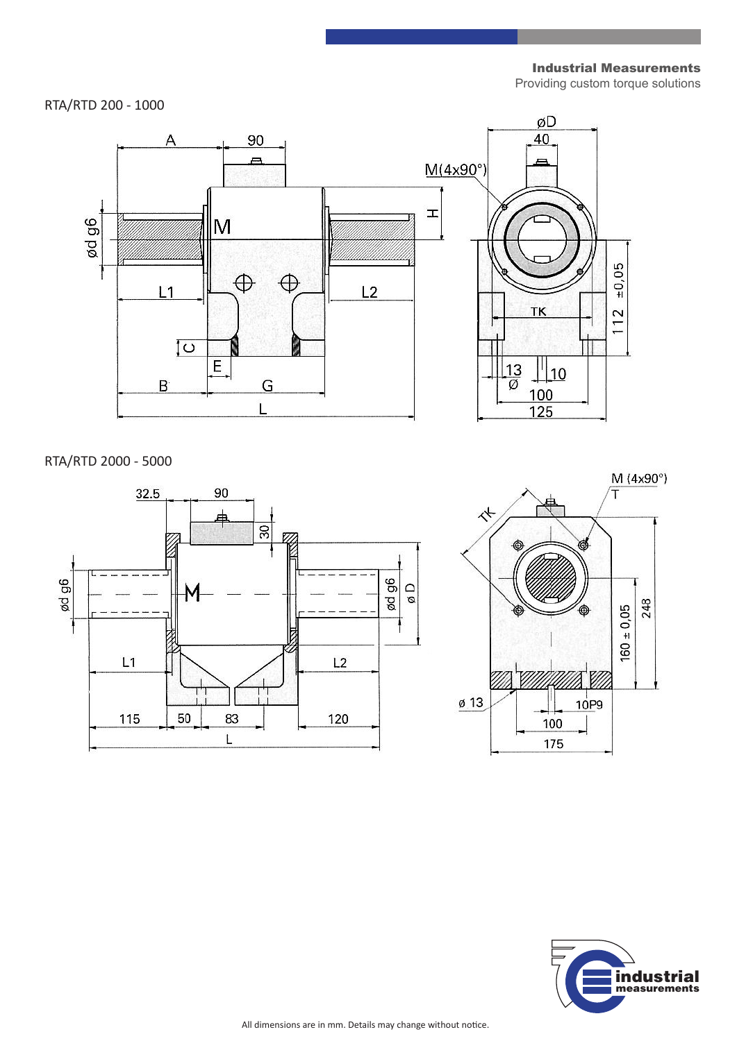RTA/RTD 200 - 1000

RTA/RTD 2000 - 5000

All dimensions are in mm. Details may change without notice.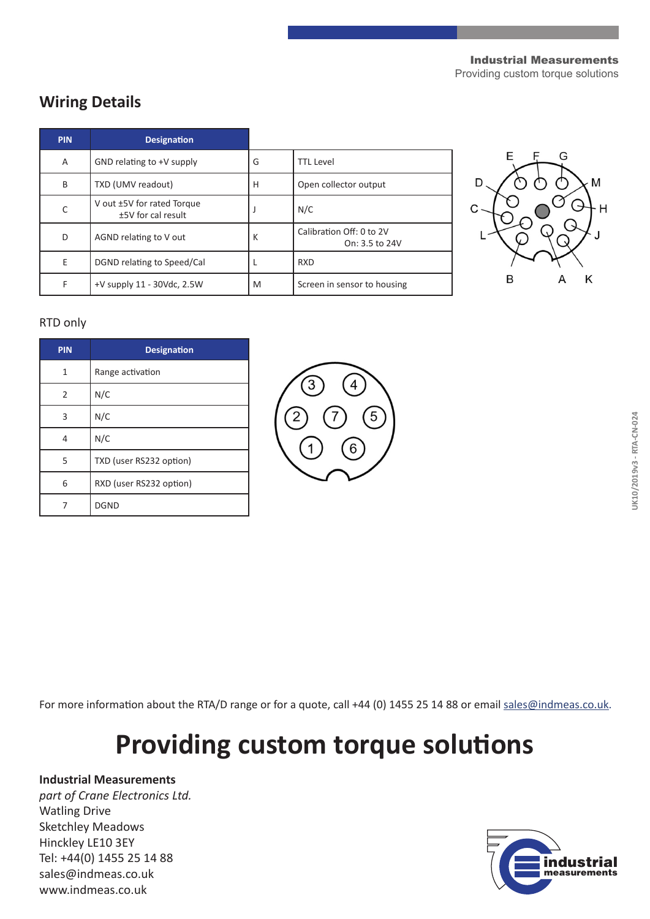## Wiring Details

| PIN | Designation | | |
|---|---|---|---|
| A | GND relating to +V supply | G | TTL Level |
| B | TXD (UMV readout) | H | Open collector output |
| C | V out ±5V for rated Torque ±5V for cal result | J | N/C |
| D | AGND relating to V out | K | Calibration Off: 0 to 2V On: 3.5 to 24V |
| E | DGND relating to Speed/Cal | L | RXD |
| F | +V supply 11 - 30Vdc, 2.5W | M | Screen in sensor to housing |

E F G
D M
C H
L J
B A K

RTD only

| PIN | Designation |
|---|---|
| 1 | Range activation |
| 2 | N/C |
| 3 | N/C |
| 4 | N/C |
| 5 | TXD (user RS232 option) |
| 6 | RXD (user RS232 option) |
| 7 | DGND |

3 4
2 7 5
1 6

UK10/2019v3 - RTA-CN-024

For more information about the RTA/D range or for a quote, call +44 (0) 1455 25 14 88 or email sales@indmeas.co.uk.

# Providing custom torque solutions

**Industrial Measurements**
*part of Crane Electronics Ltd.*
Watling Drive
Sketchley Meadows
Hinckley LE10 3EY
Tel: +44(0) 1455 25 14 88
sales@indmeas.co.uk
www.indmeas.co.uk

industrial measurements